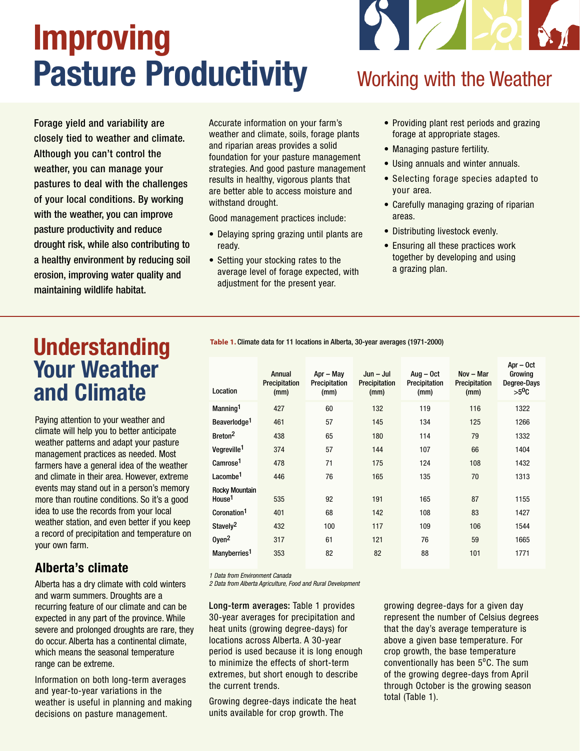# Improving Pasture Productivity

## Working with the Weather

**Forage yield and variability are closely tied to weather and climate. Although you can't control the weather, you can manage your pastures to deal with the challenges of your local conditions. By working with the weather, you can improve pasture productivity and reduce drought risk, while also contributing to a healthy environment by reducing soil erosion, improving water quality and maintaining wildlife habitat.**

Accurate information on your farm's weather and climate, soils, forage plants and riparian areas provides a solid foundation for your pasture management strategies. And good pasture management results in healthy, vigorous plants that are better able to access moisture and withstand drought.

Good management practices include:

- Delaying spring grazing until plants are ready.
- Setting your stocking rates to the average level of forage expected, with adjustment for the present year.
- Providing plant rest periods and grazing forage at appropriate stages.
- Managing pasture fertility.
- Using annuals and winter annuals.
- Selecting forage species adapted to your area.
- Carefully managing grazing of riparian areas.
- Distributing livestock evenly.
- Ensuring all these practices work together by developing and using a grazing plan.

# Understanding Your Weather and Climate

Paying attention to your weather and climate will help you to better anticipate weather patterns and adapt your pasture management practices as needed. Most farmers have a general idea of the weather and climate in their area. However, extreme events may stand out in a person's memory more than routine conditions. So it's a good idea to use the records from your local weather station, and even better if you keep a record of precipitation and temperature on your own farm.

## Alberta's climate

Alberta has a dry climate with cold winters and warm summers. Droughts are a recurring feature of our climate and can be expected in any part of the province. While severe and prolonged droughts are rare, they do occur. Alberta has a continental climate, which means the seasonal temperature range can be extreme.

Information on both long-term averages and year-to-year variations in the weather is useful in planning and making decisions on pasture management.

**Table 1.** Climate data for 11 locations in Alberta, 30-year averages (1971-2000)

| Location | Annual Precipitation (mm) | Apr – May Precipitation (mm) | Jun – Jul Precipitation (mm) | Aug – Oct Precipitation (mm) | Nov – Mar Precipitation (mm) | Apr – Oct Growing Degree-Days >5°C |
|---|---|---|---|---|---|---|
| Manning[1] | 427 | 60 | 132 | 119 | 116 | 1322 |
| Beaverlodge[1] | 461 | 57 | 145 | 134 | 125 | 1266 |
| Breton[2] | 438 | 65 | 180 | 114 | 79 | 1332 |
| Vegreville[1] | 374 | 57 | 144 | 107 | 66 | 1404 |
| Camrose[1] | 478 | 71 | 175 | 124 | 108 | 1432 |
| Lacombe[1] | 446 | 76 | 165 | 135 | 70 | 1313 |
| Rocky Mountain House[1] | 535 | 92 | 191 | 165 | 87 | 1155 |
| Coronation[1] | 401 | 68 | 142 | 108 | 83 | 1427 |
| Stavely[2] | 432 | 100 | 117 | 109 | 106 | 1544 |
| Oyen[2] | 317 | 61 | 121 | 76 | 59 | 1665 |
| Manyberries[1] | 353 | 82 | 82 | 88 | 101 | 1771 |

*1 Data from Environment Canada*
*2 Data from Alberta Agriculture, Food and Rural Development*

**Long-term averages:** Table 1 provides 30-year averages for precipitation and heat units (growing degree-days) for locations across Alberta. A 30-year period is used because it is long enough to minimize the effects of short-term extremes, but short enough to describe the current trends.

Growing degree-days indicate the heat units available for crop growth. The growing degree-days for a given day represent the number of Celsius degrees that the day's average temperature is above a given base temperature. For crop growth, the base temperature conventionally has been 5°C. The sum of the growing degree-days from April through October is the growing season total (Table 1).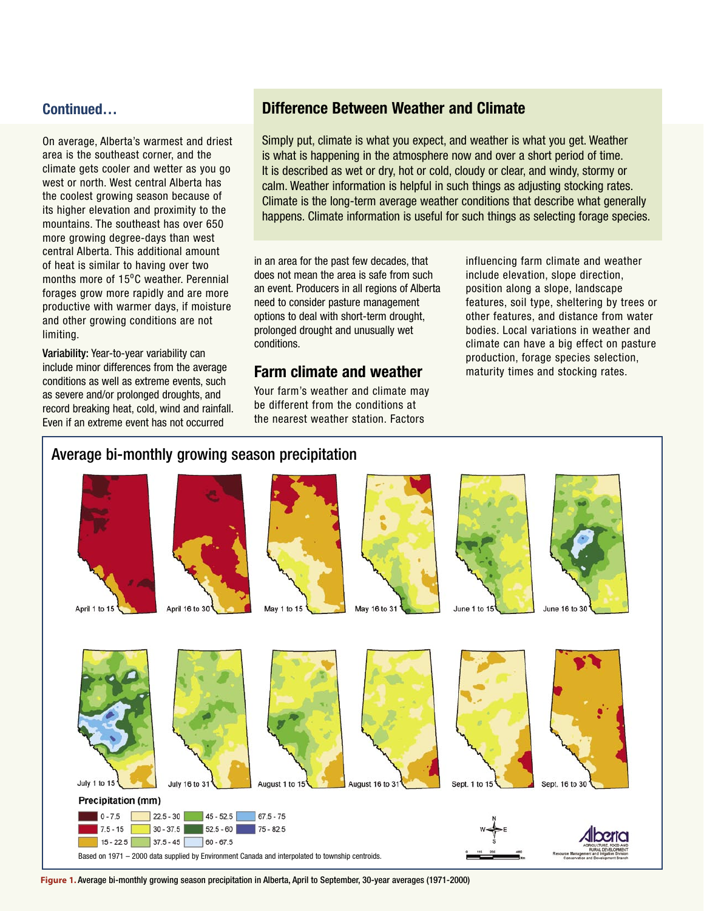### Continued…

On average, Alberta's warmest and driest area is the southeast corner, and the climate gets cooler and wetter as you go west or north. West central Alberta has the coolest growing season because of its higher elevation and proximity to the mountains. The southeast has over 650 more growing degree-days than west central Alberta. This additional amount of heat is similar to having over two months more of 15°C weather. Perennial forages grow more rapidly and are more productive with warmer days, if moisture and other growing conditions are not limiting.

**Variability:** Year-to-year variability can include minor differences from the average conditions as well as extreme events, such as severe and/or prolonged droughts, and record breaking heat, cold, wind and rainfall. Even if an extreme event has not occurred in an area for the past few decades, that does not mean the area is safe from such an event. Producers in all regions of Alberta need to consider pasture management options to deal with short-term drought, prolonged drought and unusually wet conditions.

## Difference Between Weather and Climate

Simply put, climate is what you expect, and weather is what you get. Weather is what is happening in the atmosphere now and over a short period of time. It is described as wet or dry, hot or cold, cloudy or clear, and windy, stormy or calm. Weather information is helpful in such things as adjusting stocking rates. Climate is the long-term average weather conditions that describe what generally happens. Climate information is useful for such things as selecting forage species.

## Farm climate and weather

Your farm's weather and climate may be different from the conditions at the nearest weather station. Factors influencing farm climate and weather include elevation, slope direction, position along a slope, landscape features, soil type, sheltering by trees or other features, and distance from water bodies. Local variations in weather and climate can have a big effect on pasture production, forage species selection, maturity times and stocking rates.

### Average bi-monthly growing season precipitation

April 1 to 15 | April 16 to 30 | May 1 to 15 | May 16 to 31 | June 1 to 15 | June 16 to 30

July 1 to 15 | July 16 to 31 | August 1 to 15 | August 16 to 31 | Sept. 1 to 15 | Sept. 16 to 30

**Precipitation (mm)**

0 - 7.5; 7.5 - 15; 15 - 22.5; 22.5 - 30; 30 - 37.5; 37.5 - 45; 45 - 52.5; 52.5 - 60; 60 - 67.5; 67.5 - 75; 75 - 82.5

Based on 1971 – 2000 data supplied by Environment Canada and interpolated to township centroids.

Alberta Agriculture, Food and Rural Development, Resource Management and Irrigation Division, Conservation and Development Branch

**Figure 1.** Average bi-monthly growing season precipitation in Alberta, April to September, 30-year averages (1971-2000)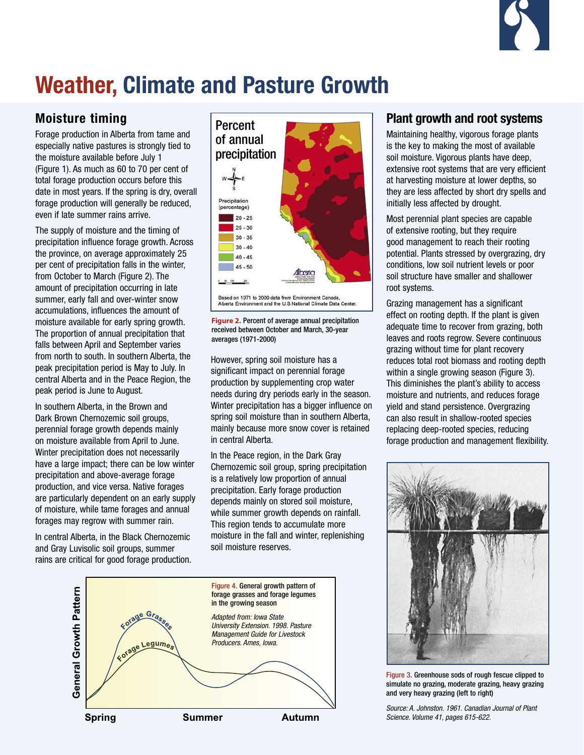# Weather, Climate and Pasture Growth

## Moisture timing

Forage production in Alberta from tame and especially native pastures is strongly tied to the moisture available before July 1 (Figure 1). As much as 60 to 70 per cent of total forage production occurs before this date in most years. If the spring is dry, overall forage production will generally be reduced, even if late summer rains arrive.

The supply of moisture and the timing of precipitation influence forage growth. Across the province, on average approximately 25 per cent of precipitation falls in the winter, from October to March (Figure 2). The amount of precipitation occurring in late summer, early fall and over-winter snow accumulations, influences the amount of moisture available for early spring growth. The proportion of annual precipitation that falls between April and September varies from north to south. In southern Alberta, the peak precipitation period is May to July. In central Alberta and in the Peace Region, the peak period is June to August.

In southern Alberta, in the Brown and Dark Brown Chernozemic soil groups, perennial forage growth depends mainly on moisture available from April to June. Winter precipitation does not necessarily have a large impact; there can be low winter precipitation and above-average forage production, and vice versa. Native forages are particularly dependent on an early supply of moisture, while tame forages and annual forages may regrow with summer rain.

In central Alberta, in the Black Chernozemic and Gray Luvisolic soil groups, summer rains are critical for good forage production.

Percent of annual precipitation

Precipitation (percentage)

| |
|---|
| 20 - 25 |
| 25 - 30 |
| 30 - 35 |
| 30 - 40 |
| 40 - 45 |
| 45 - 50 |

Based on 1971 to 2000 data from Environment Canada, Alberta Environment and the U.S National Climate Data Center.

**Figure 2.** Percent of average annual precipitation received between October and March, 30-year averages (1971-2000)

However, spring soil moisture has a significant impact on perennial forage production by supplementing crop water needs during dry periods early in the season. Winter precipitation has a bigger influence on spring soil moisture than in southern Alberta, mainly because more snow cover is retained in central Alberta.

In the Peace region, in the Dark Gray Chernozemic soil group, spring precipitation is a relatively low proportion of annual precipitation. Early forage production depends mainly on stored soil moisture, while summer growth depends on rainfall. This region tends to accumulate more moisture in the fall and winter, replenishing soil moisture reserves.

## Plant growth and root systems

Maintaining healthy, vigorous forage plants is the key to making the most of available soil moisture. Vigorous plants have deep, extensive root systems that are very efficient at harvesting moisture at lower depths, so they are less affected by short dry spells and initially less affected by drought.

Most perennial plant species are capable of extensive rooting, but they require good management to reach their rooting potential. Plants stressed by overgrazing, dry conditions, low soil nutrient levels or poor soil structure have smaller and shallower root systems.

Grazing management has a significant effect on rooting depth. If the plant is given adequate time to recover from grazing, both leaves and roots regrow. Severe continuous grazing without time for plant recovery reduces total root biomass and rooting depth within a single growing season (Figure 3). This diminishes the plant's ability to access moisture and nutrients, and reduces forage yield and stand persistence. Overgrazing can also result in shallow-rooted species replacing deep-rooted species, reducing forage production and management flexibility.

**Figure 3.** Greenhouse sods of rough fescue clipped to simulate no grazing, moderate grazing, heavy grazing and very heavy grazing (left to right)

*Source: A. Johnston. 1961. Canadian Journal of Plant Science. Volume 41, pages 615-622.*

**Figure 4.** General growth pattern of forage grasses and forage legumes in the growing season

*Adapted from: Iowa State University Extension. 1998. Pasture Management Guide for Livestock Producers. Ames, Iowa.*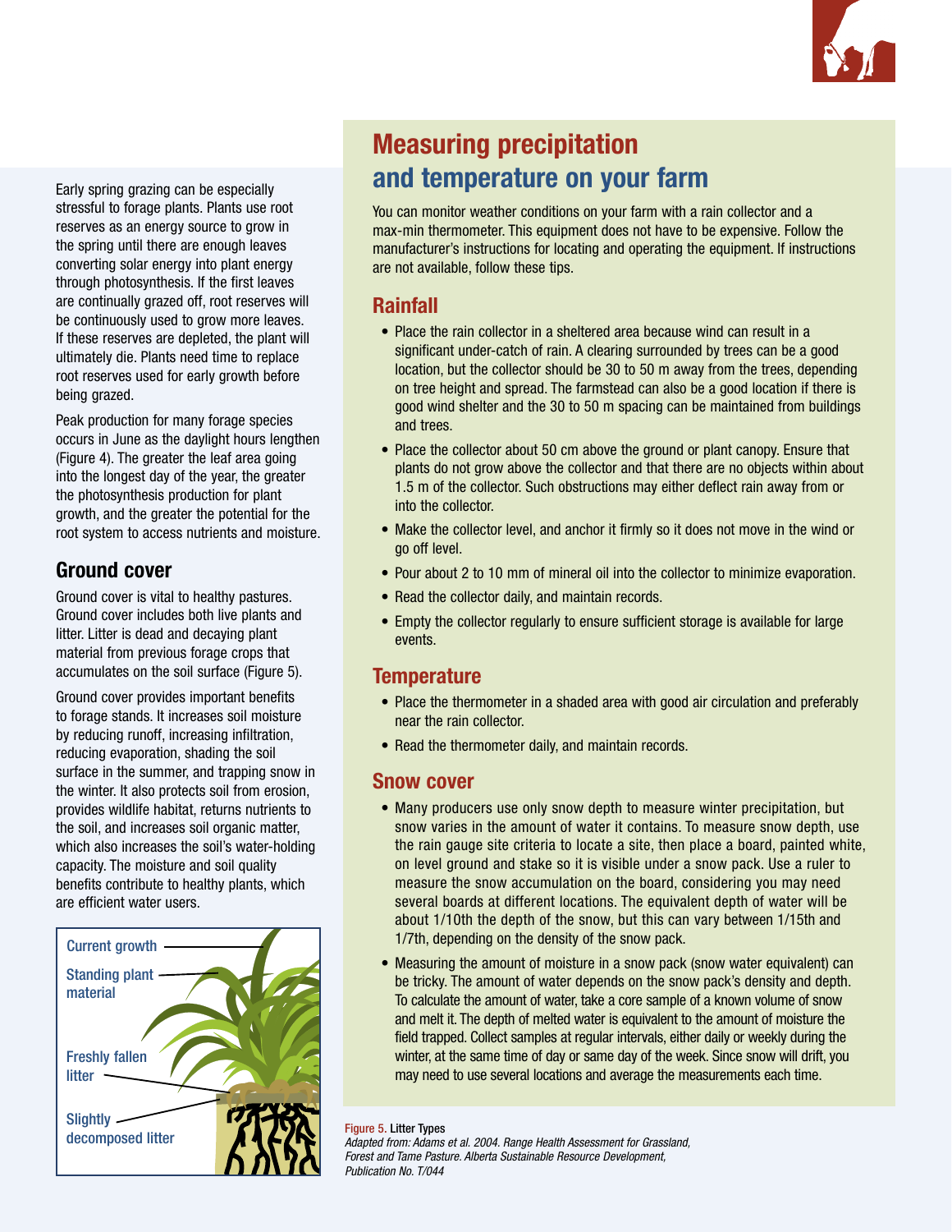Early spring grazing can be especially stressful to forage plants. Plants use root reserves as an energy source to grow in the spring until there are enough leaves converting solar energy into plant energy through photosynthesis. If the first leaves are continually grazed off, root reserves will be continuously used to grow more leaves. If these reserves are depleted, the plant will ultimately die. Plants need time to replace root reserves used for early growth before being grazed.

Peak production for many forage species occurs in June as the daylight hours lengthen (Figure 4). The greater the leaf area going into the longest day of the year, the greater the photosynthesis production for plant growth, and the greater the potential for the root system to access nutrients and moisture.

## Ground cover

Ground cover is vital to healthy pastures. Ground cover includes both live plants and litter. Litter is dead and decaying plant material from previous forage crops that accumulates on the soil surface (Figure 5).

Ground cover provides important benefits to forage stands. It increases soil moisture by reducing runoff, increasing infiltration, reducing evaporation, shading the soil surface in the summer, and trapping snow in the winter. It also protects soil from erosion, provides wildlife habitat, returns nutrients to the soil, and increases soil organic matter, which also increases the soil's water-holding capacity. The moisture and soil quality benefits contribute to healthy plants, which are efficient water users.

Current growth

Standing plant material

Freshly fallen litter

Slightly decomposed litter

**Figure 5. Litter Types**

*Adapted from: Adams et al. 2004. Range Health Assessment for Grassland, Forest and Tame Pasture. Alberta Sustainable Resource Development, Publication No. T/044*

## Measuring precipitation and temperature on your farm

You can monitor weather conditions on your farm with a rain collector and a max-min thermometer. This equipment does not have to be expensive. Follow the manufacturer's instructions for locating and operating the equipment. If instructions are not available, follow these tips.

### Rainfall

- Place the rain collector in a sheltered area because wind can result in a significant under-catch of rain. A clearing surrounded by trees can be a good location, but the collector should be 30 to 50 m away from the trees, depending on tree height and spread. The farmstead can also be a good location if there is good wind shelter and the 30 to 50 m spacing can be maintained from buildings and trees.
- Place the collector about 50 cm above the ground or plant canopy. Ensure that plants do not grow above the collector and that there are no objects within about 1.5 m of the collector. Such obstructions may either deflect rain away from or into the collector.
- Make the collector level, and anchor it firmly so it does not move in the wind or go off level.
- Pour about 2 to 10 mm of mineral oil into the collector to minimize evaporation.
- Read the collector daily, and maintain records.
- Empty the collector regularly to ensure sufficient storage is available for large events.

### Temperature

- Place the thermometer in a shaded area with good air circulation and preferably near the rain collector.
- Read the thermometer daily, and maintain records.

### Snow cover

- Many producers use only snow depth to measure winter precipitation, but snow varies in the amount of water it contains. To measure snow depth, use the rain gauge site criteria to locate a site, then place a board, painted white, on level ground and stake so it is visible under a snow pack. Use a ruler to measure the snow accumulation on the board, considering you may need several boards at different locations. The equivalent depth of water will be about 1/10th the depth of the snow, but this can vary between 1/15th and 1/7th, depending on the density of the snow pack.
- Measuring the amount of moisture in a snow pack (snow water equivalent) can be tricky. The amount of water depends on the snow pack's density and depth. To calculate the amount of water, take a core sample of a known volume of snow and melt it. The depth of melted water is equivalent to the amount of moisture the field trapped. Collect samples at regular intervals, either daily or weekly during the winter, at the same time of day or same day of the week. Since snow will drift, you may need to use several locations and average the measurements each time.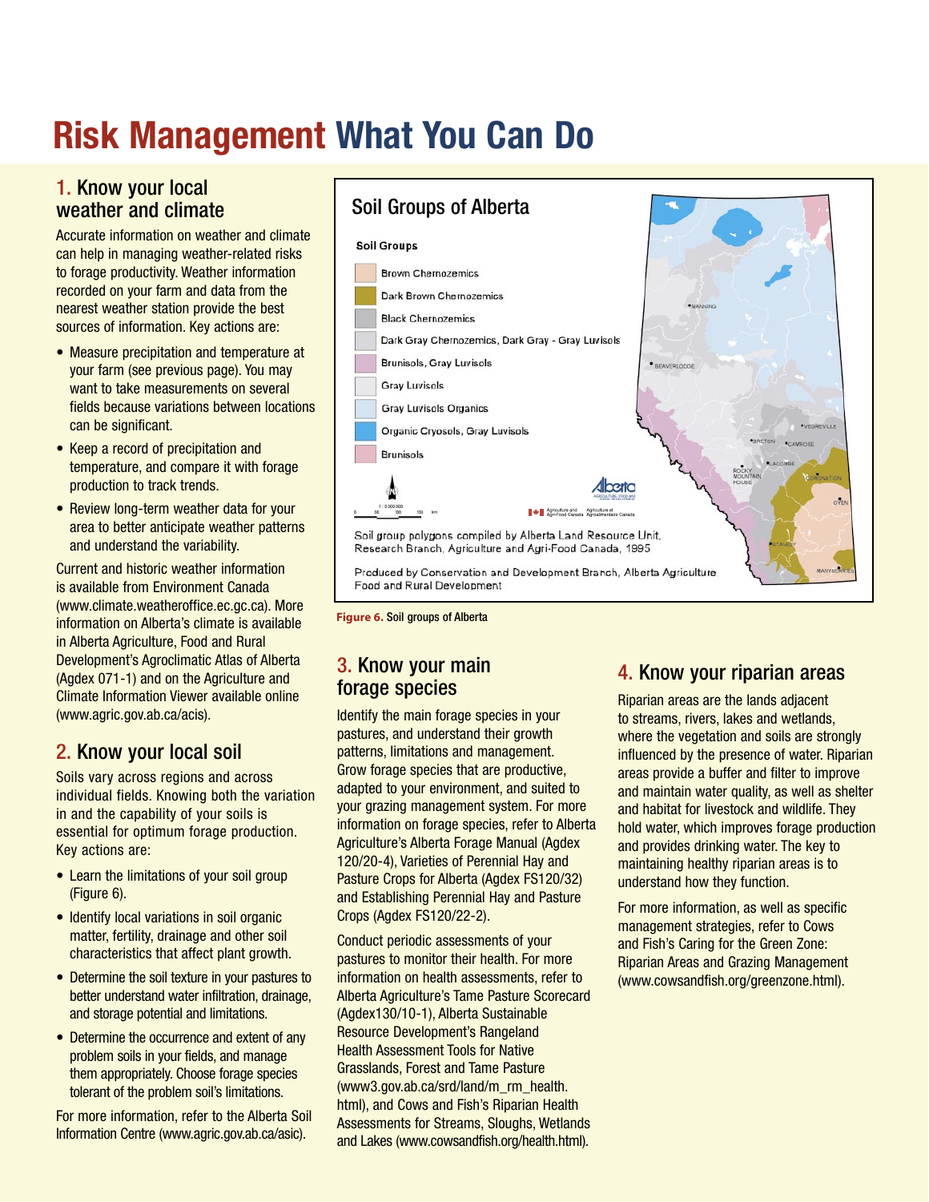# Risk Management What You Can Do

## 1. Know your local weather and climate

Accurate information on weather and climate can help in managing weather-related risks to forage productivity. Weather information recorded on your farm and data from the nearest weather station provide the best sources of information. Key actions are:

- Measure precipitation and temperature at your farm (see previous page). You may want to take measurements on several fields because variations between locations can be significant.
- Keep a record of precipitation and temperature, and compare it with forage production to track trends.
- Review long-term weather data for your area to better anticipate weather patterns and understand the variability.

Current and historic weather information is available from Environment Canada (www.climate.weatheroffice.ec.gc.ca). More information on Alberta's climate is available in Alberta Agriculture, Food and Rural Development's Agroclimatic Atlas of Alberta (Agdex 071-1) and on the Agriculture and Climate Information Viewer available online (www.agric.gov.ab.ca/acis).

## 2. Know your local soil

Soils vary across regions and across individual fields. Knowing both the variation in and the capability of your soils is essential for optimum forage production. Key actions are:

- Learn the limitations of your soil group (Figure 6).
- Identify local variations in soil organic matter, fertility, drainage and other soil characteristics that affect plant growth.
- Determine the soil texture in your pastures to better understand water infiltration, drainage, and storage potential and limitations.
- Determine the occurrence and extent of any problem soils in your fields, and manage them appropriately. Choose forage species tolerant of the problem soil's limitations.

For more information, refer to the Alberta Soil Information Centre (www.agric.gov.ab.ca/asic).

Soil Groups of Alberta

Soil Groups
- Brown Chernozemics
- Dark Brown Chernozemics
- Black Chernozemics
- Dark Gray Chernozemics, Dark Gray - Gray Luvisols
- Brunisols, Gray Luvisols
- Gray Luvisols
- Gray Luvisols Organics
- Organic Cryosols, Gray Luvisols
- Brunisols

Soil group polygons compiled by Alberta Land Resource Unit, Research Branch, Agriculture and Agri-Food Canada, 1995

Produced by Conservation and Development Branch, Alberta Agriculture Food and Rural Development

**Figure 6.** Soil groups of Alberta

## 3. Know your main forage species

Identify the main forage species in your pastures, and understand their growth patterns, limitations and management. Grow forage species that are productive, adapted to your environment, and suited to your grazing management system. For more information on forage species, refer to Alberta Agriculture's Alberta Forage Manual (Agdex 120/20-4), Varieties of Perennial Hay and Pasture Crops for Alberta (Agdex FS120/32) and Establishing Perennial Hay and Pasture Crops (Agdex FS120/22-2).

Conduct periodic assessments of your pastures to monitor their health. For more information on health assessments, refer to Alberta Agriculture's Tame Pasture Scorecard (Agdex130/10-1), Alberta Sustainable Resource Development's Rangeland Health Assessment Tools for Native Grasslands, Forest and Tame Pasture (www3.gov.ab.ca/srd/land/m_rm_health.html), and Cows and Fish's Riparian Health Assessments for Streams, Sloughs, Wetlands and Lakes (www.cowsandfish.org/health.html).

## 4. Know your riparian areas

Riparian areas are the lands adjacent to streams, rivers, lakes and wetlands, where the vegetation and soils are strongly influenced by the presence of water. Riparian areas provide a buffer and filter to improve and maintain water quality, as well as shelter and habitat for livestock and wildlife. They hold water, which improves forage production and provides drinking water. The key to maintaining healthy riparian areas is to understand how they function.

For more information, as well as specific management strategies, refer to Cows and Fish's Caring for the Green Zone: Riparian Areas and Grazing Management (www.cowsandfish.org/greenzone.html).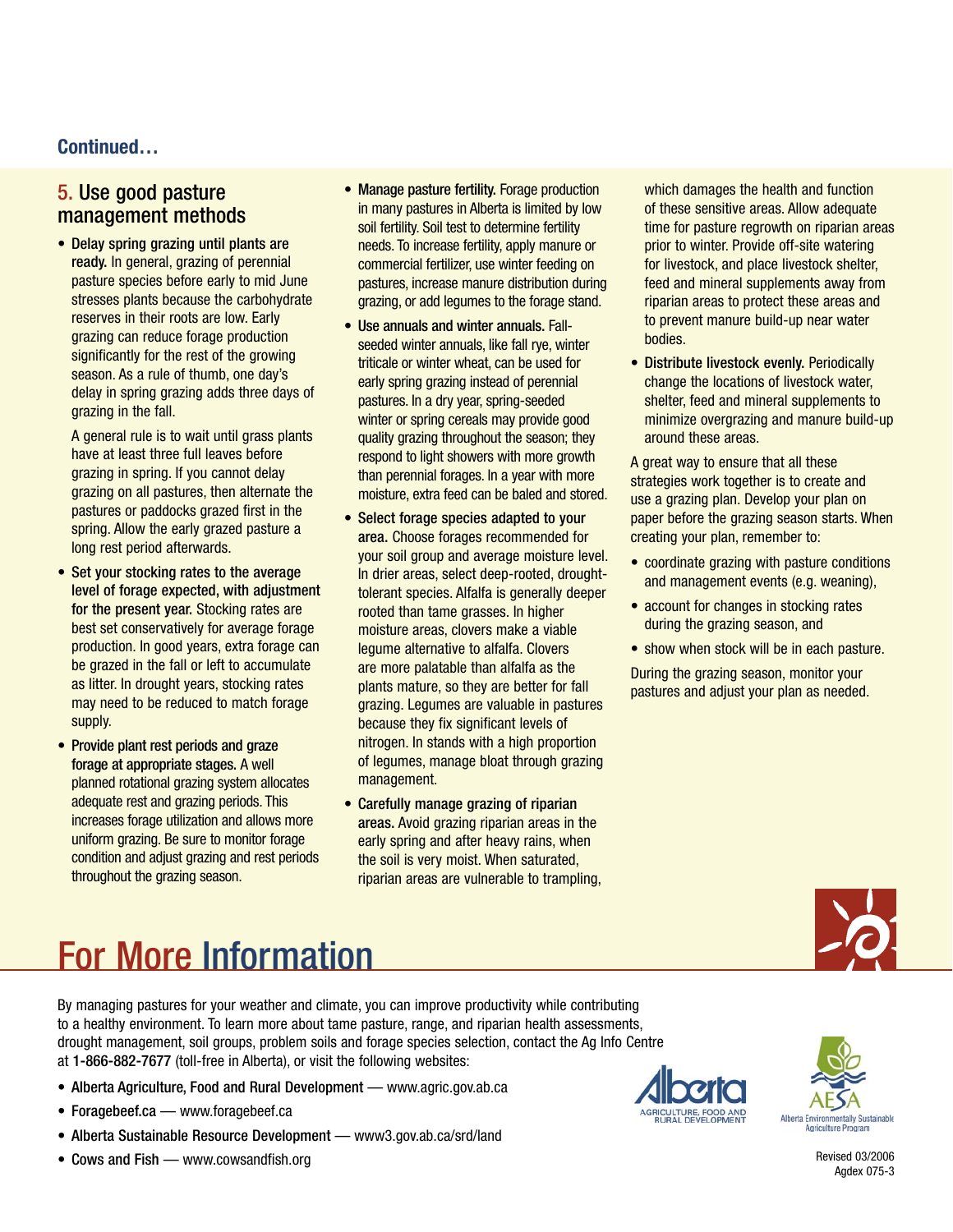Continued…

## 5. Use good pasture management methods

- **Delay spring grazing until plants are ready.** In general, grazing of perennial pasture species before early to mid June stresses plants because the carbohydrate reserves in their roots are low. Early grazing can reduce forage production significantly for the rest of the growing season. As a rule of thumb, one day's delay in spring grazing adds three days of grazing in the fall.

  A general rule is to wait until grass plants have at least three full leaves before grazing in spring. If you cannot delay grazing on all pastures, then alternate the pastures or paddocks grazed first in the spring. Allow the early grazed pasture a long rest period afterwards.

- **Set your stocking rates to the average level of forage expected, with adjustment for the present year.** Stocking rates are best set conservatively for average forage production. In good years, extra forage can be grazed in the fall or left to accumulate as litter. In drought years, stocking rates may need to be reduced to match forage supply.

- **Provide plant rest periods and graze forage at appropriate stages.** A well planned rotational grazing system allocates adequate rest and grazing periods. This increases forage utilization and allows more uniform grazing. Be sure to monitor forage condition and adjust grazing and rest periods throughout the grazing season.

- **Manage pasture fertility.** Forage production in many pastures in Alberta is limited by low soil fertility. Soil test to determine fertility needs. To increase fertility, apply manure or commercial fertilizer, use winter feeding on pastures, increase manure distribution during grazing, or add legumes to the forage stand.

- **Use annuals and winter annuals.** Fall-seeded winter annuals, like fall rye, winter triticale or winter wheat, can be used for early spring grazing instead of perennial pastures. In a dry year, spring-seeded winter or spring cereals may provide good quality grazing throughout the season; they respond to light showers with more growth than perennial forages. In a year with more moisture, extra feed can be baled and stored.

- **Select forage species adapted to your area.** Choose forages recommended for your soil group and average moisture level. In drier areas, select deep-rooted, drought-tolerant species. Alfalfa is generally deeper rooted than tame grasses. In higher moisture areas, clovers make a viable legume alternative to alfalfa. Clovers are more palatable than alfalfa as the plants mature, so they are better for fall grazing. Legumes are valuable in pastures because they fix significant levels of nitrogen. In stands with a high proportion of legumes, manage bloat through grazing management.

- **Carefully manage grazing of riparian areas.** Avoid grazing riparian areas in the early spring and after heavy rains, when the soil is very moist. When saturated, riparian areas are vulnerable to trampling, which damages the health and function of these sensitive areas. Allow adequate time for pasture regrowth on riparian areas prior to winter. Provide off-site watering for livestock, and place livestock shelter, feed and mineral supplements away from riparian areas to protect these areas and to prevent manure build-up near water bodies.

- **Distribute livestock evenly.** Periodically change the locations of livestock water, shelter, feed and mineral supplements to minimize overgrazing and manure build-up around these areas.

A great way to ensure that all these strategies work together is to create and use a grazing plan. Develop your plan on paper before the grazing season starts. When creating your plan, remember to:

- coordinate grazing with pasture conditions and management events (e.g. weaning),
- account for changes in stocking rates during the grazing season, and
- show when stock will be in each pasture.

During the grazing season, monitor your pastures and adjust your plan as needed.

# For More Information

By managing pastures for your weather and climate, you can improve productivity while contributing to a healthy environment. To learn more about tame pasture, range, and riparian health assessments, drought management, soil groups, problem soils and forage species selection, contact the Ag Info Centre at 1-866-882-7677 (toll-free in Alberta), or visit the following websites:

- Alberta Agriculture, Food and Rural Development — www.agric.gov.ab.ca
- Foragebeef.ca — www.foragebeef.ca
- Alberta Sustainable Resource Development — www3.gov.ab.ca/srd/land
- Cows and Fish — www.cowsandfish.org

Alberta Agriculture, Food and Rural Development

AESA Alberta Environmentally Sustainable Agriculture Program

Revised 03/2006
Agdex 075-3